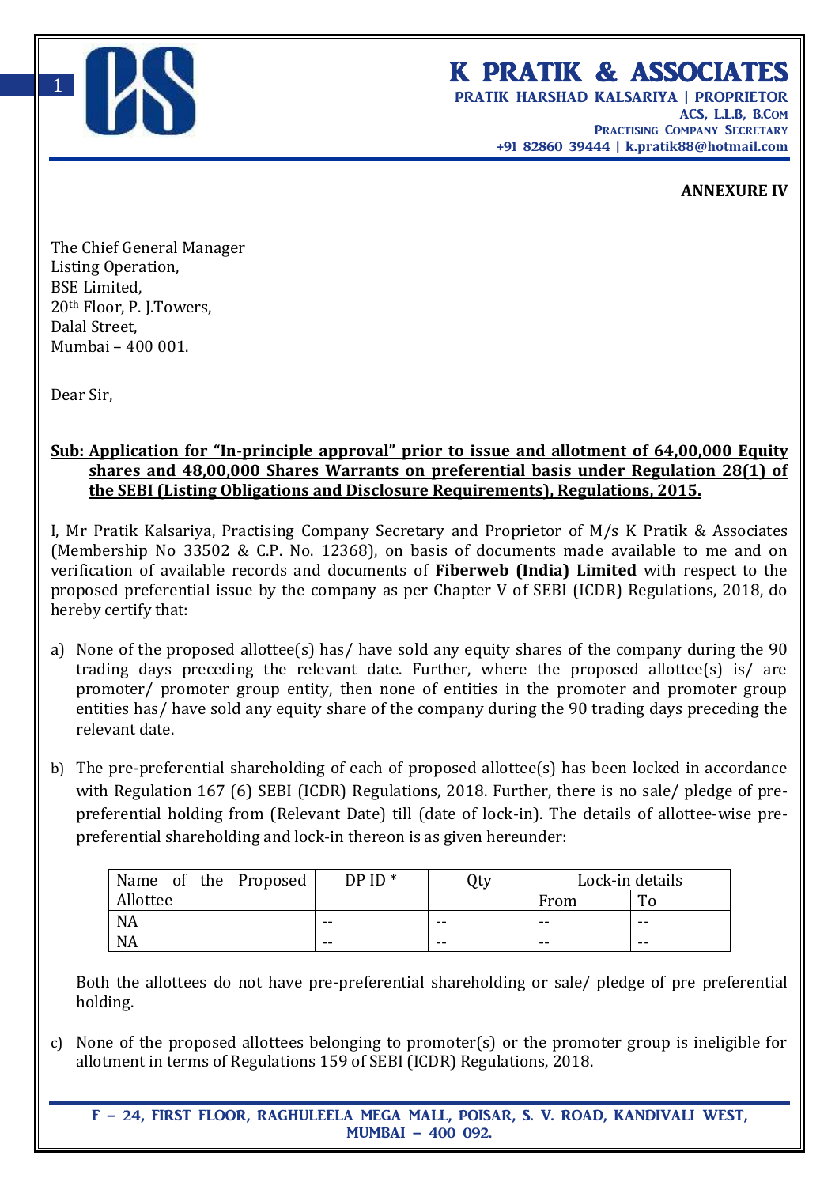# K PRATIK & ASSOCIATES

**PRATIK HARSHAD KALSARIYA | PROPRIETOR**
**ACS, L.L.B, B.COM**
**PRACTISING COMPANY SECRETARY**
**+91 82860 39444 | k.pratik88@hotmail.com**

**ANNEXURE IV**

The Chief General Manager
Listing Operation,
BSE Limited,
20th Floor, P. J.Towers,
Dalal Street,
Mumbai – 400 001.

Dear Sir,

**Sub: Application for "In-principle approval" prior to issue and allotment of 64,00,000 Equity shares and 48,00,000 Shares Warrants on preferential basis under Regulation 28(1) of the SEBI (Listing Obligations and Disclosure Requirements), Regulations, 2015.**

I, Mr Pratik Kalsariya, Practising Company Secretary and Proprietor of M/s K Pratik & Associates (Membership No 33502 & C.P. No. 12368), on basis of documents made available to me and on verification of available records and documents of **Fiberweb (India) Limited** with respect to the proposed preferential issue by the company as per Chapter V of SEBI (ICDR) Regulations, 2018, do hereby certify that:

a) None of the proposed allottee(s) has/ have sold any equity shares of the company during the 90 trading days preceding the relevant date. Further, where the proposed allottee(s) is/ are promoter/ promoter group entity, then none of entities in the promoter and promoter group entities has/ have sold any equity share of the company during the 90 trading days preceding the relevant date.

b) The pre-preferential shareholding of each of proposed allottee(s) has been locked in accordance with Regulation 167 (6) SEBI (ICDR) Regulations, 2018. Further, there is no sale/ pledge of pre-preferential holding from (Relevant Date) till (date of lock-in). The details of allottee-wise pre-preferential shareholding and lock-in thereon is as given hereunder:

| Name of the Proposed Allottee | DP ID * | Qty | Lock-in details | |
|---|---|---|---|---|
| | | | From | To |
| NA | -- | -- | -- | -- |
| NA | -- | -- | -- | -- |

Both the allottees do not have pre-preferential shareholding or sale/ pledge of pre preferential holding.

c) None of the proposed allottees belonging to promoter(s) or the promoter group is ineligible for allotment in terms of Regulations 159 of SEBI (ICDR) Regulations, 2018.

F – 24, FIRST FLOOR, RAGHULEELA MEGA MALL, POISAR, S. V. ROAD, KANDIVALI WEST, MUMBAI – 400 092.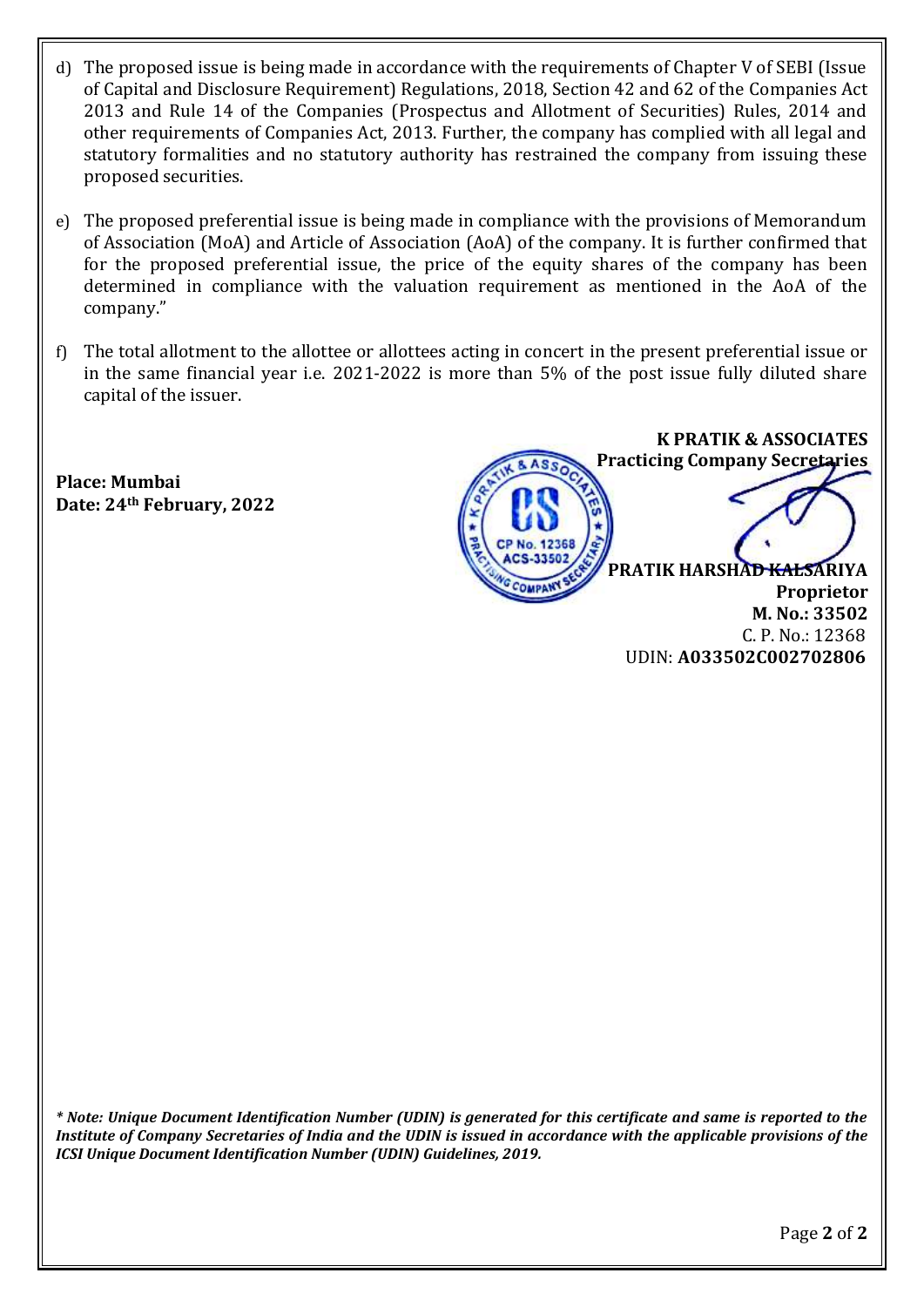d) The proposed issue is being made in accordance with the requirements of Chapter V of SEBI (Issue of Capital and Disclosure Requirement) Regulations, 2018, Section 42 and 62 of the Companies Act 2013 and Rule 14 of the Companies (Prospectus and Allotment of Securities) Rules, 2014 and other requirements of Companies Act, 2013. Further, the company has complied with all legal and statutory formalities and no statutory authority has restrained the company from issuing these proposed securities.

e) The proposed preferential issue is being made in compliance with the provisions of Memorandum of Association (MoA) and Article of Association (AoA) of the company. It is further confirmed that for the proposed preferential issue, the price of the equity shares of the company has been determined in compliance with the valuation requirement as mentioned in the AoA of the company."

f) The total allotment to the allottee or allottees acting in concert in the present preferential issue or in the same financial year i.e. 2021-2022 is more than 5% of the post issue fully diluted share capital of the issuer.

**Place: Mumbai**
**Date: 24th February, 2022**

**K PRATIK & ASSOCIATES**
**Practicing Company Secretaries**

**PRATIK HARSHAD KALSARIYA**
**Proprietor**
**M. No.: 33502**
C. P. No.: 12368
UDIN: **A033502C002702806**

***\* Note: Unique Document Identification Number (UDIN) is generated for this certificate and same is reported to the Institute of Company Secretaries of India and the UDIN is issued in accordance with the applicable provisions of the ICSI Unique Document Identification Number (UDIN) Guidelines, 2019.***